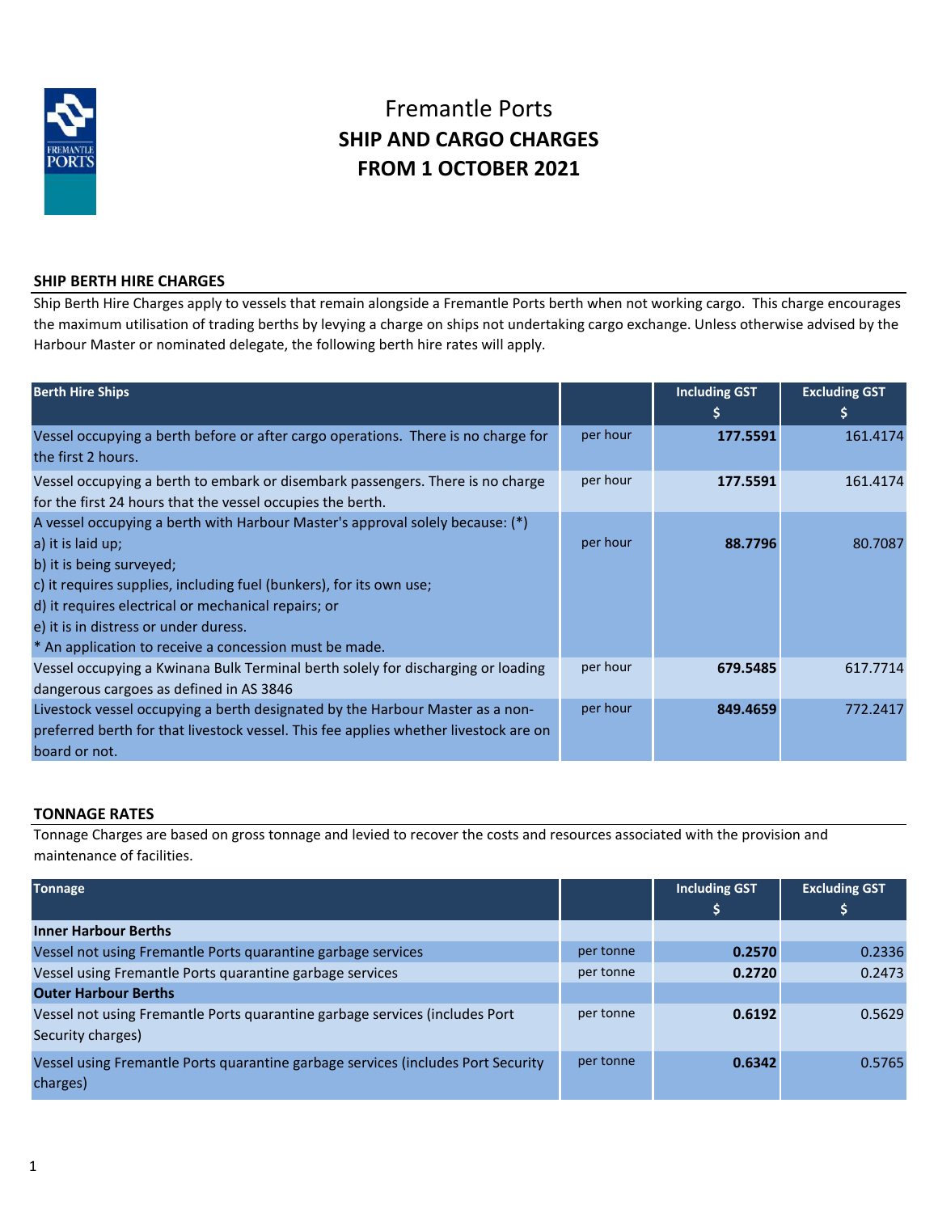# Fremantle Ports
# SHIP AND CARGO CHARGES
# FROM 1 OCTOBER 2021

## SHIP BERTH HIRE CHARGES

Ship Berth Hire Charges apply to vessels that remain alongside a Fremantle Ports berth when not working cargo. This charge encourages the maximum utilisation of trading berths by levying a charge on ships not undertaking cargo exchange. Unless otherwise advised by the Harbour Master or nominated delegate, the following berth hire rates will apply.

| Berth Hire Ships | | Including GST $ | Excluding GST $ |
|---|---|---|---|
| Vessel occupying a berth before or after cargo operations. There is no charge for the first 2 hours. | per hour | **177.5591** | 161.4174 |
| Vessel occupying a berth to embark or disembark passengers. There is no charge for the first 24 hours that the vessel occupies the berth. | per hour | **177.5591** | 161.4174 |
| A vessel occupying a berth with Harbour Master's approval solely because: (*)<br>a) it is laid up;<br>b) it is being surveyed;<br>c) it requires supplies, including fuel (bunkers), for its own use;<br>d) it requires electrical or mechanical repairs; or<br>e) it is in distress or under duress.<br>* An application to receive a concession must be made. | per hour | **88.7796** | 80.7087 |
| Vessel occupying a Kwinana Bulk Terminal berth solely for discharging or loading dangerous cargoes as defined in AS 3846 | per hour | **679.5485** | 617.7714 |
| Livestock vessel occupying a berth designated by the Harbour Master as a non-preferred berth for that livestock vessel. This fee applies whether livestock are on board or not. | per hour | **849.4659** | 772.2417 |

## TONNAGE RATES

Tonnage Charges are based on gross tonnage and levied to recover the costs and resources associated with the provision and maintenance of facilities.

| Tonnage | | Including GST $ | Excluding GST $ |
|---|---|---|---|
| **Inner Harbour Berths** | | | |
| Vessel not using Fremantle Ports quarantine garbage services | per tonne | **0.2570** | 0.2336 |
| Vessel using Fremantle Ports quarantine garbage services | per tonne | **0.2720** | 0.2473 |
| **Outer Harbour Berths** | | | |
| Vessel not using Fremantle Ports quarantine garbage services (includes Port Security charges) | per tonne | **0.6192** | 0.5629 |
| Vessel using Fremantle Ports quarantine garbage services (includes Port Security charges) | per tonne | **0.6342** | 0.5765 |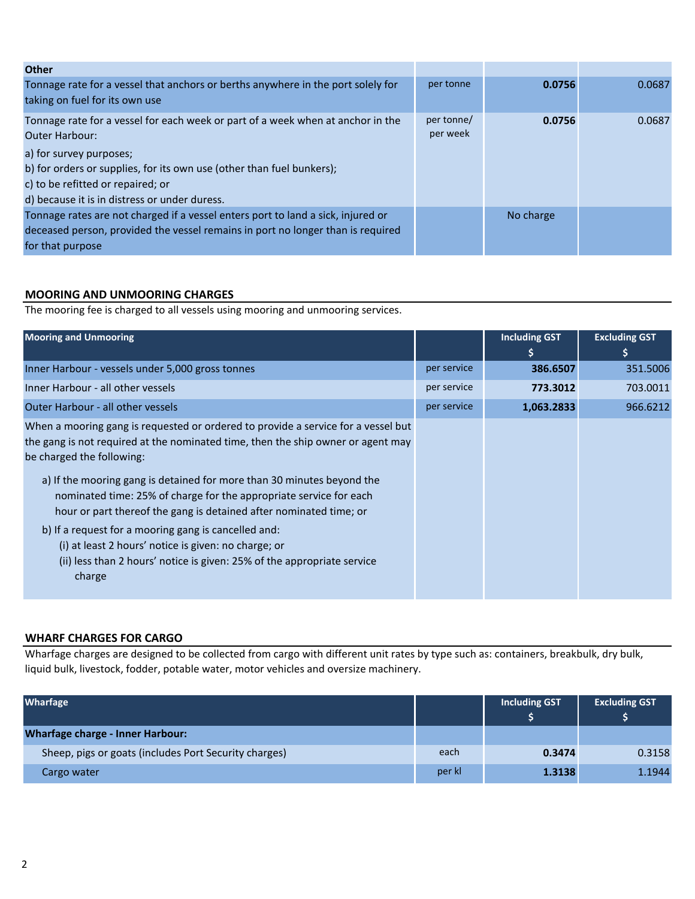| Other | | | |
|---|---|---|---|
| Tonnage rate for a vessel that anchors or berths anywhere in the port solely for taking on fuel for its own use | per tonne | **0.0756** | 0.0687 |
| Tonnage rate for a vessel for each week or part of a week when at anchor in the Outer Harbour:<br>a) for survey purposes;<br>b) for orders or supplies, for its own use (other than fuel bunkers);<br>c) to be refitted or repaired; or<br>d) because it is in distress or under duress. | per tonne/ per week | **0.0756** | 0.0687 |
| Tonnage rates are not charged if a vessel enters port to land a sick, injured or deceased person, provided the vessel remains in port no longer than is required for that purpose | | No charge | |

## MOORING AND UNMOORING CHARGES

The mooring fee is charged to all vessels using mooring and unmooring services.

| Mooring and Unmooring | | Including GST $ | Excluding GST $ |
|---|---|---|---|
| Inner Harbour - vessels under 5,000 gross tonnes | per service | **386.6507** | 351.5006 |
| Inner Harbour - all other vessels | per service | **773.3012** | 703.0011 |
| Outer Harbour - all other vessels | per service | **1,063.2833** | 966.6212 |
| When a mooring gang is requested or ordered to provide a service for a vessel but the gang is not required at the nominated time, then the ship owner or agent may be charged the following:<br>a) If the mooring gang is detained for more than 30 minutes beyond the nominated time: 25% of charge for the appropriate service for each hour or part thereof the gang is detained after nominated time; or<br>b) If a request for a mooring gang is cancelled and:<br>(i) at least 2 hours' notice is given: no charge; or<br>(ii) less than 2 hours' notice is given: 25% of the appropriate service charge | | | |

## WHARF CHARGES FOR CARGO

Wharfage charges are designed to be collected from cargo with different unit rates by type such as: containers, breakbulk, dry bulk, liquid bulk, livestock, fodder, potable water, motor vehicles and oversize machinery.

| Wharfage | | Including GST $ | Excluding GST $ |
|---|---|---|---|
| **Wharfage charge - Inner Harbour:** | | | |
| Sheep, pigs or goats (includes Port Security charges) | each | **0.3474** | 0.3158 |
| Cargo water | per kl | **1.3138** | 1.1944 |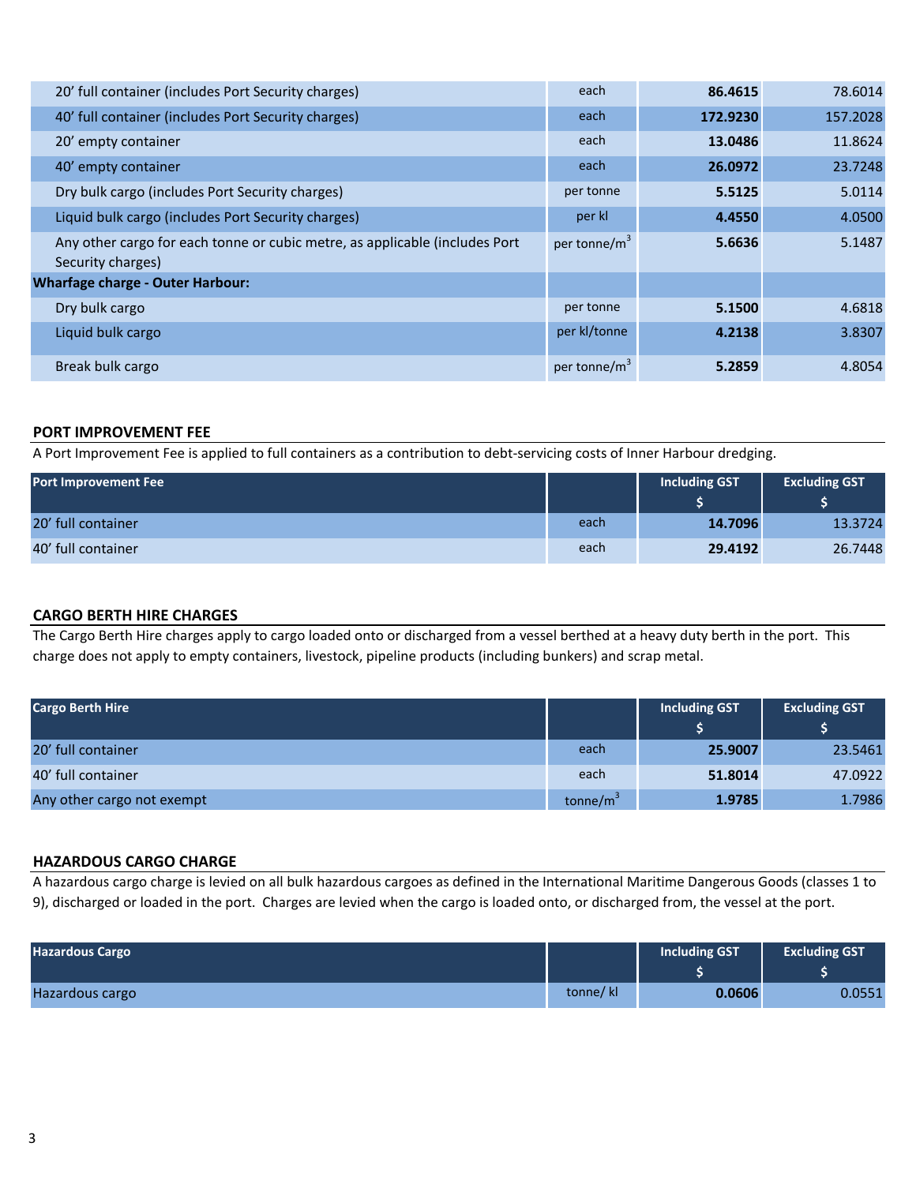| | | | |
|---|---|---|---|
| 20’ full container (includes Port Security charges) | each | **86.4615** | 78.6014 |
| 40’ full container (includes Port Security charges) | each | **172.9230** | 157.2028 |
| 20’ empty container | each | **13.0486** | 11.8624 |
| 40’ empty container | each | **26.0972** | 23.7248 |
| Dry bulk cargo (includes Port Security charges) | per tonne | **5.5125** | 5.0114 |
| Liquid bulk cargo (includes Port Security charges) | per kl | **4.4550** | 4.0500 |
| Any other cargo for each tonne or cubic metre, as applicable (includes Port Security charges) | per tonne/$m^3$ | **5.6636** | 5.1487 |
| **Wharfage charge - Outer Harbour:** | | | |
| Dry bulk cargo | per tonne | **5.1500** | 4.6818 |
| Liquid bulk cargo | per kl/tonne | **4.2138** | 3.8307 |
| Break bulk cargo | per tonne/$m^3$ | **5.2859** | 4.8054 |

## PORT IMPROVEMENT FEE

A Port Improvement Fee is applied to full containers as a contribution to debt-servicing costs of Inner Harbour dredging.

| Port Improvement Fee | | Including GST $ | Excluding GST $ |
|---|---|---|---|
| 20’ full container | each | **14.7096** | 13.3724 |
| 40’ full container | each | **29.4192** | 26.7448 |

## CARGO BERTH HIRE CHARGES

The Cargo Berth Hire charges apply to cargo loaded onto or discharged from a vessel berthed at a heavy duty berth in the port. This charge does not apply to empty containers, livestock, pipeline products (including bunkers) and scrap metal.

| Cargo Berth Hire | | Including GST $ | Excluding GST $ |
|---|---|---|---|
| 20’ full container | each | **25.9007** | 23.5461 |
| 40’ full container | each | **51.8014** | 47.0922 |
| Any other cargo not exempt | tonne/$m^3$ | **1.9785** | 1.7986 |

## HAZARDOUS CARGO CHARGE

A hazardous cargo charge is levied on all bulk hazardous cargoes as defined in the International Maritime Dangerous Goods (classes 1 to 9), discharged or loaded in the port. Charges are levied when the cargo is loaded onto, or discharged from, the vessel at the port.

| Hazardous Cargo | | Including GST $ | Excluding GST $ |
|---|---|---|---|
| Hazardous cargo | tonne/ kl | **0.0606** | 0.0551 |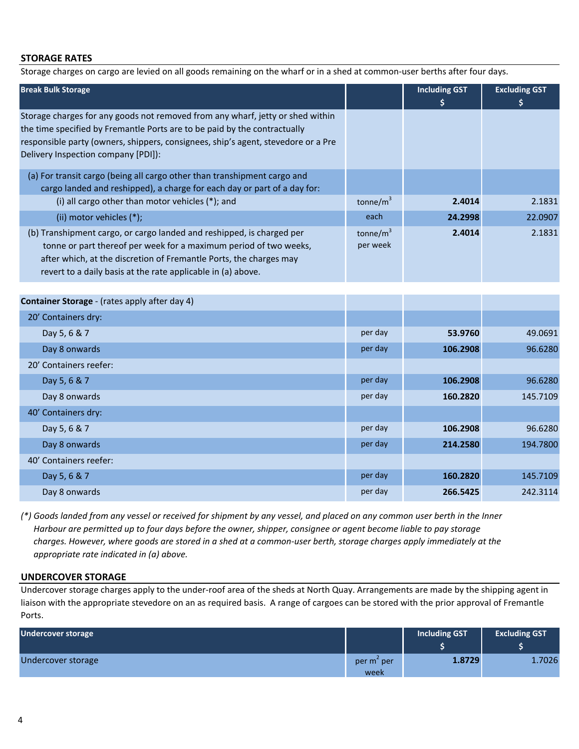## STORAGE RATES

Storage charges on cargo are levied on all goods remaining on the wharf or in a shed at common-user berths after four days.

| Break Bulk Storage | | Including GST $ | Excluding GST $ |
|---|---|---|---|
| Storage charges for any goods not removed from any wharf, jetty or shed within the time specified by Fremantle Ports are to be paid by the contractually responsible party (owners, shippers, consignees, ship's agent, stevedore or a Pre Delivery Inspection company [PDI]): | | | |
| (a) For transit cargo (being all cargo other than transhipment cargo and cargo landed and reshipped), a charge for each day or part of a day for: | | | |
| (i) all cargo other than motor vehicles (*); and | tonne/$m^3$ | **2.4014** | 2.1831 |
| (ii) motor vehicles (*); | each | **24.2998** | 22.0907 |
| (b) Transhipment cargo, or cargo landed and reshipped, is charged per tonne or part thereof per week for a maximum period of two weeks, after which, at the discretion of Fremantle Ports, the charges may revert to a daily basis at the rate applicable in (a) above. | tonne/$m^3$ per week | **2.4014** | 2.1831 |

| Container Storage - (rates apply after day 4) | | Including GST $ | Excluding GST $ |
|---|---|---|---|
| 20' Containers dry: | | | |
| Day 5, 6 & 7 | per day | **53.9760** | 49.0691 |
| Day 8 onwards | per day | **106.2908** | 96.6280 |
| 20' Containers reefer: | | | |
| Day 5, 6 & 7 | per day | **106.2908** | 96.6280 |
| Day 8 onwards | per day | **160.2820** | 145.7109 |
| 40' Containers dry: | | | |
| Day 5, 6 & 7 | per day | **106.2908** | 96.6280 |
| Day 8 onwards | per day | **214.2580** | 194.7800 |
| 40' Containers reefer: | | | |
| Day 5, 6 & 7 | per day | **160.2820** | 145.7109 |
| Day 8 onwards | per day | **266.5425** | 242.3114 |

*(*) Goods landed from any vessel or received for shipment by any vessel, and placed on any common user berth in the Inner Harbour are permitted up to four days before the owner, shipper, consignee or agent become liable to pay storage charges. However, where goods are stored in a shed at a common-user berth, storage charges apply immediately at the appropriate rate indicated in (a) above.*

## UNDERCOVER STORAGE

Undercover storage charges apply to the under-roof area of the sheds at North Quay. Arrangements are made by the shipping agent in liaison with the appropriate stevedore on an as required basis. A range of cargoes can be stored with the prior approval of Fremantle Ports.

| Undercover storage | | Including GST $ | Excluding GST $ |
|---|---|---|---|
| Undercover storage | per $m^2$ per week | **1.8729** | 1.7026 |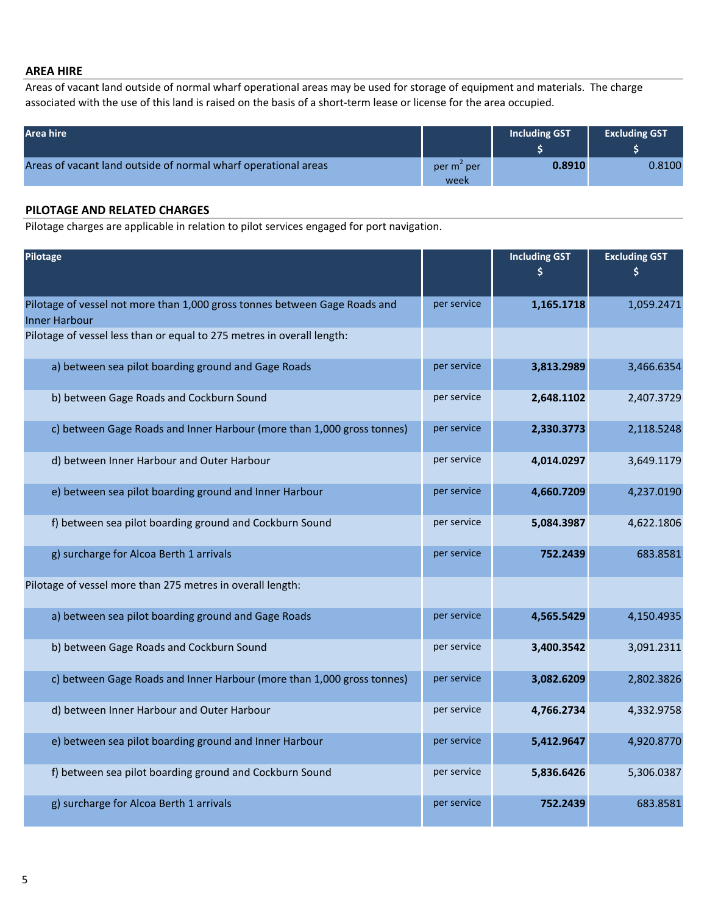## AREA HIRE

Areas of vacant land outside of normal wharf operational areas may be used for storage of equipment and materials. The charge associated with the use of this land is raised on the basis of a short-term lease or license for the area occupied.

| Area hire | | Including GST $ | Excluding GST $ |
|---|---|---|---|
| Areas of vacant land outside of normal wharf operational areas | per $m^2$ per week | **0.8910** | 0.8100 |

## PILOTAGE AND RELATED CHARGES

Pilotage charges are applicable in relation to pilot services engaged for port navigation.

| Pilotage | | Including GST $ | Excluding GST $ |
|---|---|---|---|
| Pilotage of vessel not more than 1,000 gross tonnes between Gage Roads and Inner Harbour | per service | **1,165.1718** | 1,059.2471 |
| Pilotage of vessel less than or equal to 275 metres in overall length: | | | |
| a) between sea pilot boarding ground and Gage Roads | per service | **3,813.2989** | 3,466.6354 |
| b) between Gage Roads and Cockburn Sound | per service | **2,648.1102** | 2,407.3729 |
| c) between Gage Roads and Inner Harbour (more than 1,000 gross tonnes) | per service | **2,330.3773** | 2,118.5248 |
| d) between Inner Harbour and Outer Harbour | per service | **4,014.0297** | 3,649.1179 |
| e) between sea pilot boarding ground and Inner Harbour | per service | **4,660.7209** | 4,237.0190 |
| f) between sea pilot boarding ground and Cockburn Sound | per service | **5,084.3987** | 4,622.1806 |
| g) surcharge for Alcoa Berth 1 arrivals | per service | **752.2439** | 683.8581 |
| Pilotage of vessel more than 275 metres in overall length: | | | |
| a) between sea pilot boarding ground and Gage Roads | per service | **4,565.5429** | 4,150.4935 |
| b) between Gage Roads and Cockburn Sound | per service | **3,400.3542** | 3,091.2311 |
| c) between Gage Roads and Inner Harbour (more than 1,000 gross tonnes) | per service | **3,082.6209** | 2,802.3826 |
| d) between Inner Harbour and Outer Harbour | per service | **4,766.2734** | 4,332.9758 |
| e) between sea pilot boarding ground and Inner Harbour | per service | **5,412.9647** | 4,920.8770 |
| f) between sea pilot boarding ground and Cockburn Sound | per service | **5,836.6426** | 5,306.0387 |
| g) surcharge for Alcoa Berth 1 arrivals | per service | **752.2439** | 683.8581 |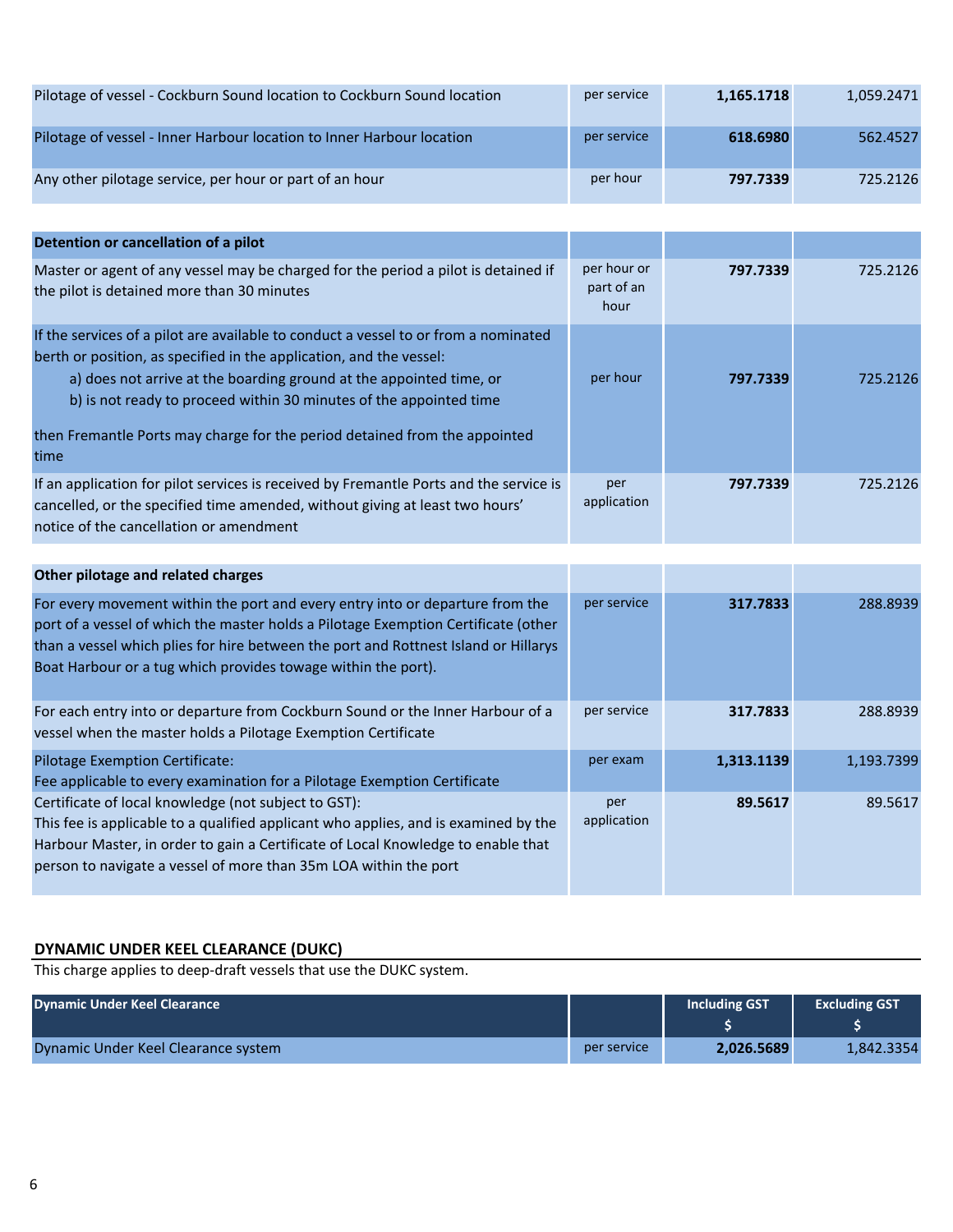| | | | |
|---|---|---|---|
| Pilotage of vessel - Cockburn Sound location to Cockburn Sound location | per service | **1,165.1718** | 1,059.2471 |
| Pilotage of vessel - Inner Harbour location to Inner Harbour location | per service | **618.6980** | 562.4527 |
| Any other pilotage service, per hour or part of an hour | per hour | **797.7339** | 725.2126 |

| **Detention or cancellation of a pilot** | | | |
|---|---|---|---|
| Master or agent of any vessel may be charged for the period a pilot is detained if the pilot is detained more than 30 minutes | per hour or part of an hour | **797.7339** | 725.2126 |
| If the services of a pilot are available to conduct a vessel to or from a nominated berth or position, as specified in the application, and the vessel:<br>a) does not arrive at the boarding ground at the appointed time, or<br>b) is not ready to proceed within 30 minutes of the appointed time<br><br>then Fremantle Ports may charge for the period detained from the appointed time | per hour | **797.7339** | 725.2126 |
| If an application for pilot services is received by Fremantle Ports and the service is cancelled, or the specified time amended, without giving at least two hours' notice of the cancellation or amendment | per application | **797.7339** | 725.2126 |

| **Other pilotage and related charges** | | | |
|---|---|---|---|
| For every movement within the port and every entry into or departure from the port of a vessel of which the master holds a Pilotage Exemption Certificate (other than a vessel which plies for hire between the port and Rottnest Island or Hillarys Boat Harbour or a tug which provides towage within the port). | per service | **317.7833** | 288.8939 |
| For each entry into or departure from Cockburn Sound or the Inner Harbour of a vessel when the master holds a Pilotage Exemption Certificate | per service | **317.7833** | 288.8939 |
| Pilotage Exemption Certificate:<br>Fee applicable to every examination for a Pilotage Exemption Certificate | per exam | **1,313.1139** | 1,193.7399 |
| Certificate of local knowledge (not subject to GST):<br>This fee is applicable to a qualified applicant who applies, and is examined by the Harbour Master, in order to gain a Certificate of Local Knowledge to enable that person to navigate a vessel of more than 35m LOA within the port | per application | **89.5617** | 89.5617 |

## DYNAMIC UNDER KEEL CLEARANCE (DUKC)

This charge applies to deep-draft vessels that use the DUKC system.

| **Dynamic Under Keel Clearance** | | **Including GST $** | **Excluding GST $** |
|---|---|---|---|
| Dynamic Under Keel Clearance system | per service | **2,026.5689** | 1,842.3354 |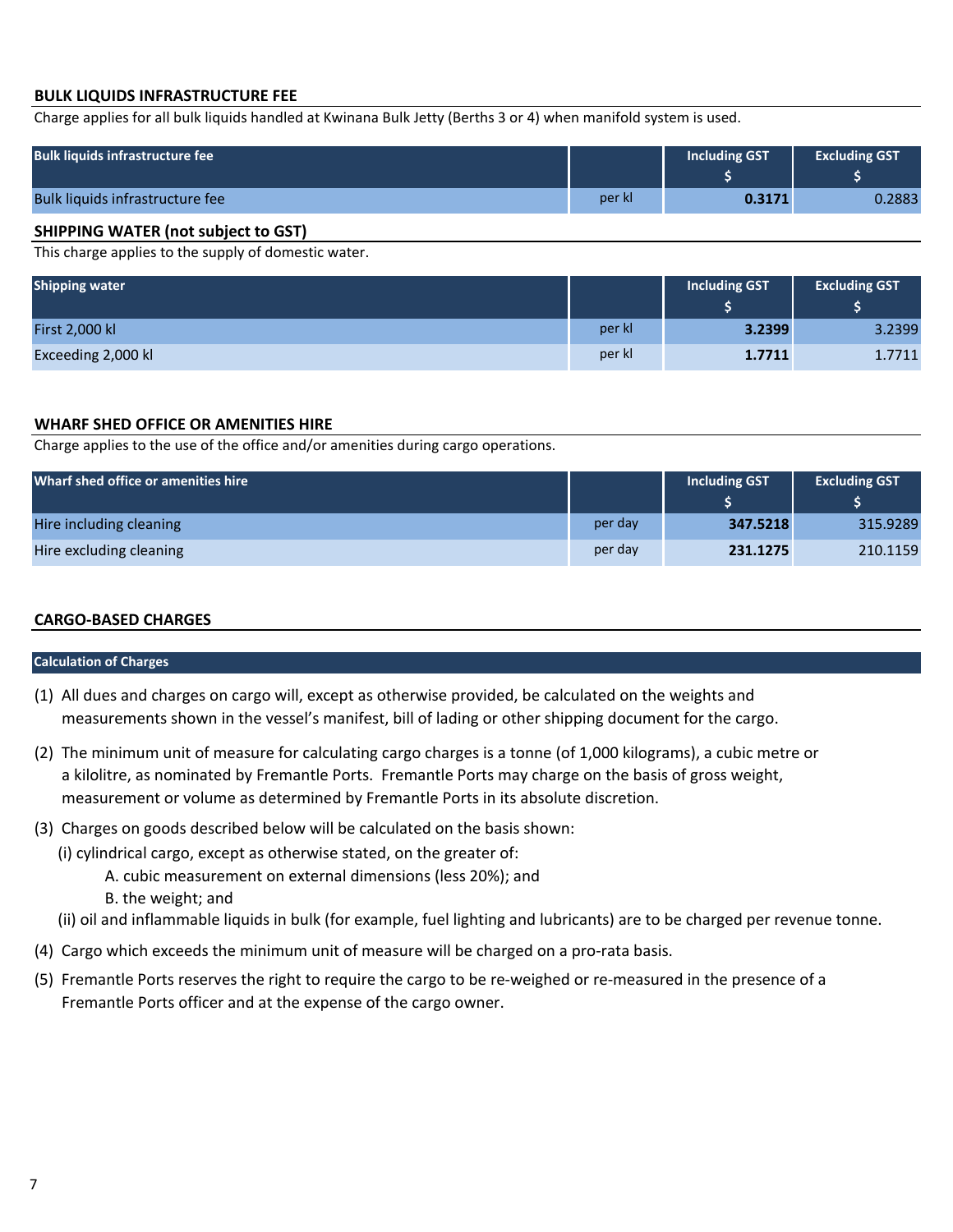## BULK LIQUIDS INFRASTRUCTURE FEE

Charge applies for all bulk liquids handled at Kwinana Bulk Jetty (Berths 3 or 4) when manifold system is used.

| Bulk liquids infrastructure fee | | Including GST $ | Excluding GST $ |
|---|---|---|---|
| Bulk liquids infrastructure fee | per kl | **0.3171** | 0.2883 |

## SHIPPING WATER (not subject to GST)

This charge applies to the supply of domestic water.

| Shipping water | | Including GST $ | Excluding GST $ |
|---|---|---|---|
| First 2,000 kl | per kl | **3.2399** | 3.2399 |
| Exceeding 2,000 kl | per kl | **1.7711** | 1.7711 |

## WHARF SHED OFFICE OR AMENITIES HIRE

Charge applies to the use of the office and/or amenities during cargo operations.

| Wharf shed office or amenities hire | | Including GST $ | Excluding GST $ |
|---|---|---|---|
| Hire including cleaning | per day | **347.5218** | 315.9289 |
| Hire excluding cleaning | per day | **231.1275** | 210.1159 |

## CARGO-BASED CHARGES

### Calculation of Charges

(1) All dues and charges on cargo will, except as otherwise provided, be calculated on the weights and measurements shown in the vessel's manifest, bill of lading or other shipping document for the cargo.

(2) The minimum unit of measure for calculating cargo charges is a tonne (of 1,000 kilograms), a cubic metre or a kilolitre, as nominated by Fremantle Ports. Fremantle Ports may charge on the basis of gross weight, measurement or volume as determined by Fremantle Ports in its absolute discretion.

(3) Charges on goods described below will be calculated on the basis shown:

   (i) cylindrical cargo, except as otherwise stated, on the greater of:

      A. cubic measurement on external dimensions (less 20%); and

      B. the weight; and

   (ii) oil and inflammable liquids in bulk (for example, fuel lighting and lubricants) are to be charged per revenue tonne.

(4) Cargo which exceeds the minimum unit of measure will be charged on a pro-rata basis.

(5) Fremantle Ports reserves the right to require the cargo to be re-weighed or re-measured in the presence of a Fremantle Ports officer and at the expense of the cargo owner.